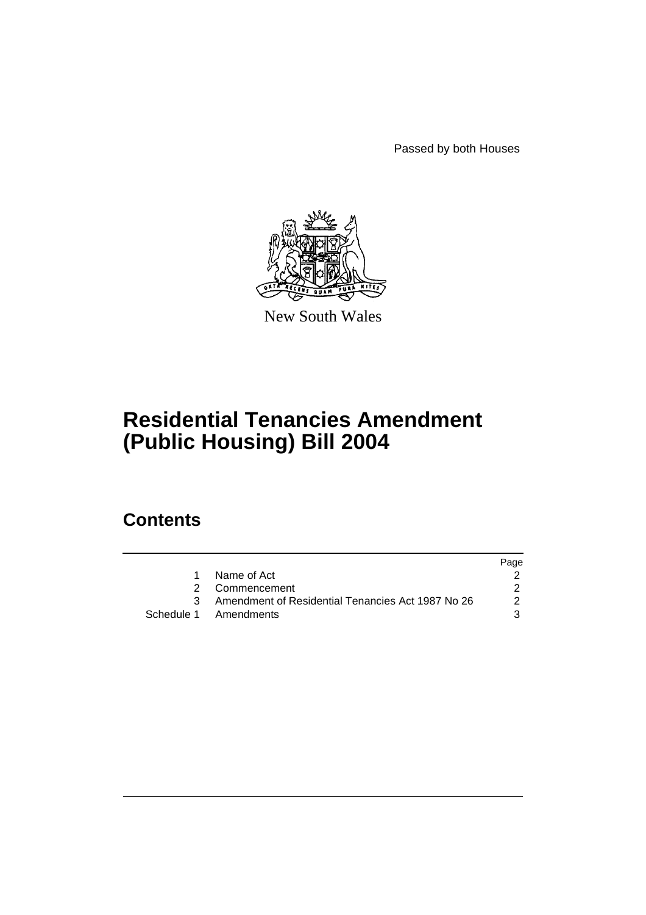Passed by both Houses

New South Wales

# Residential Tenancies Amendment (Public Housing) Bill 2004

## Contents

| | | Page |
|---|---|---|
| 1 | Name of Act | 2 |
| 2 | Commencement | 2 |
| 3 | Amendment of Residential Tenancies Act 1987 No 26 | 2 |
| Schedule 1 | Amendments | 3 |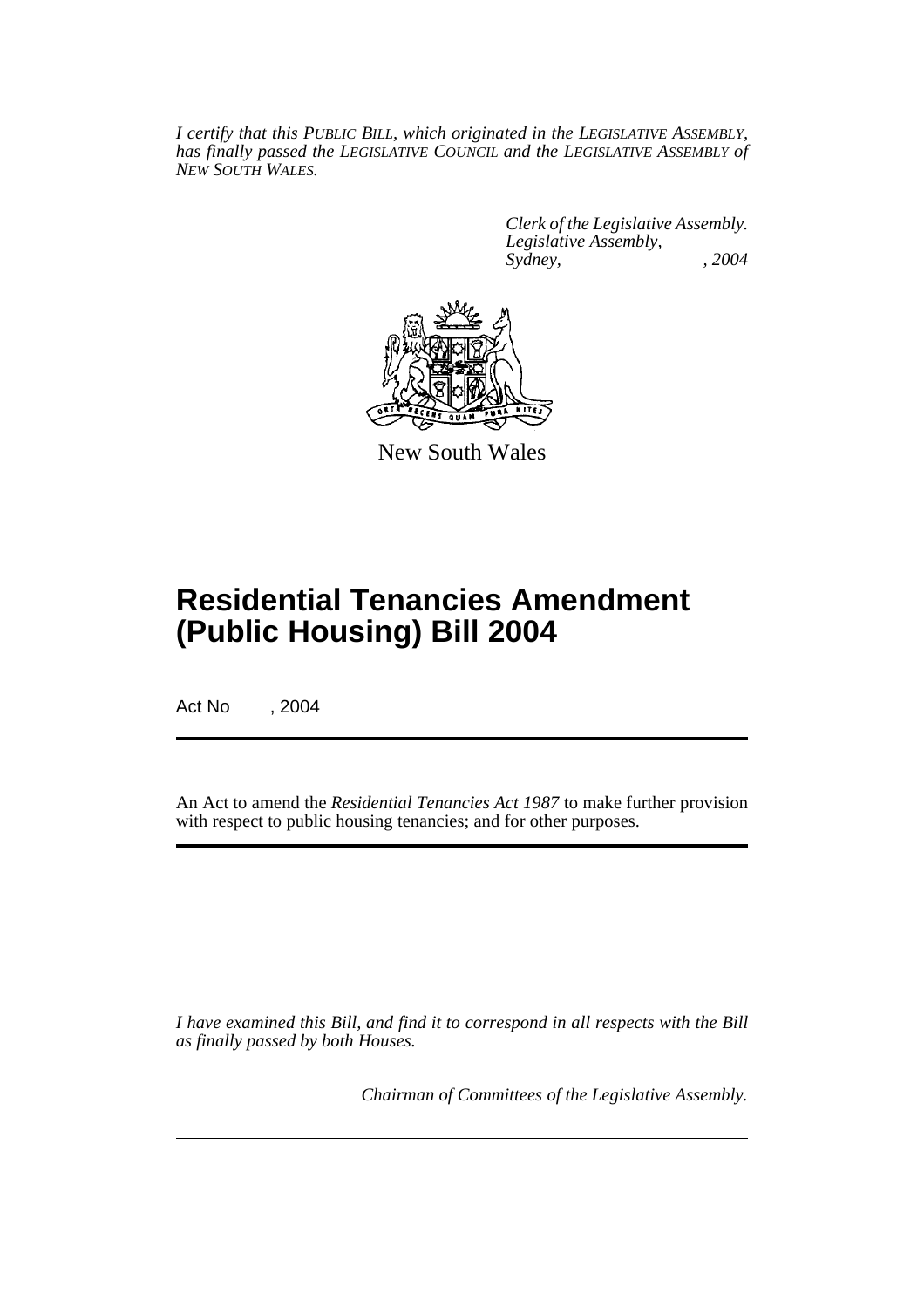*I certify that this PUBLIC BILL, which originated in the LEGISLATIVE ASSEMBLY, has finally passed the LEGISLATIVE COUNCIL and the LEGISLATIVE ASSEMBLY of NEW SOUTH WALES.*

*Clerk of the Legislative Assembly.*
*Legislative Assembly,*
*Sydney, , 2004*

New South Wales

# Residential Tenancies Amendment (Public Housing) Bill 2004

Act No , 2004

An Act to amend the *Residential Tenancies Act 1987* to make further provision with respect to public housing tenancies; and for other purposes.

*I have examined this Bill, and find it to correspond in all respects with the Bill as finally passed by both Houses.*

*Chairman of Committees of the Legislative Assembly.*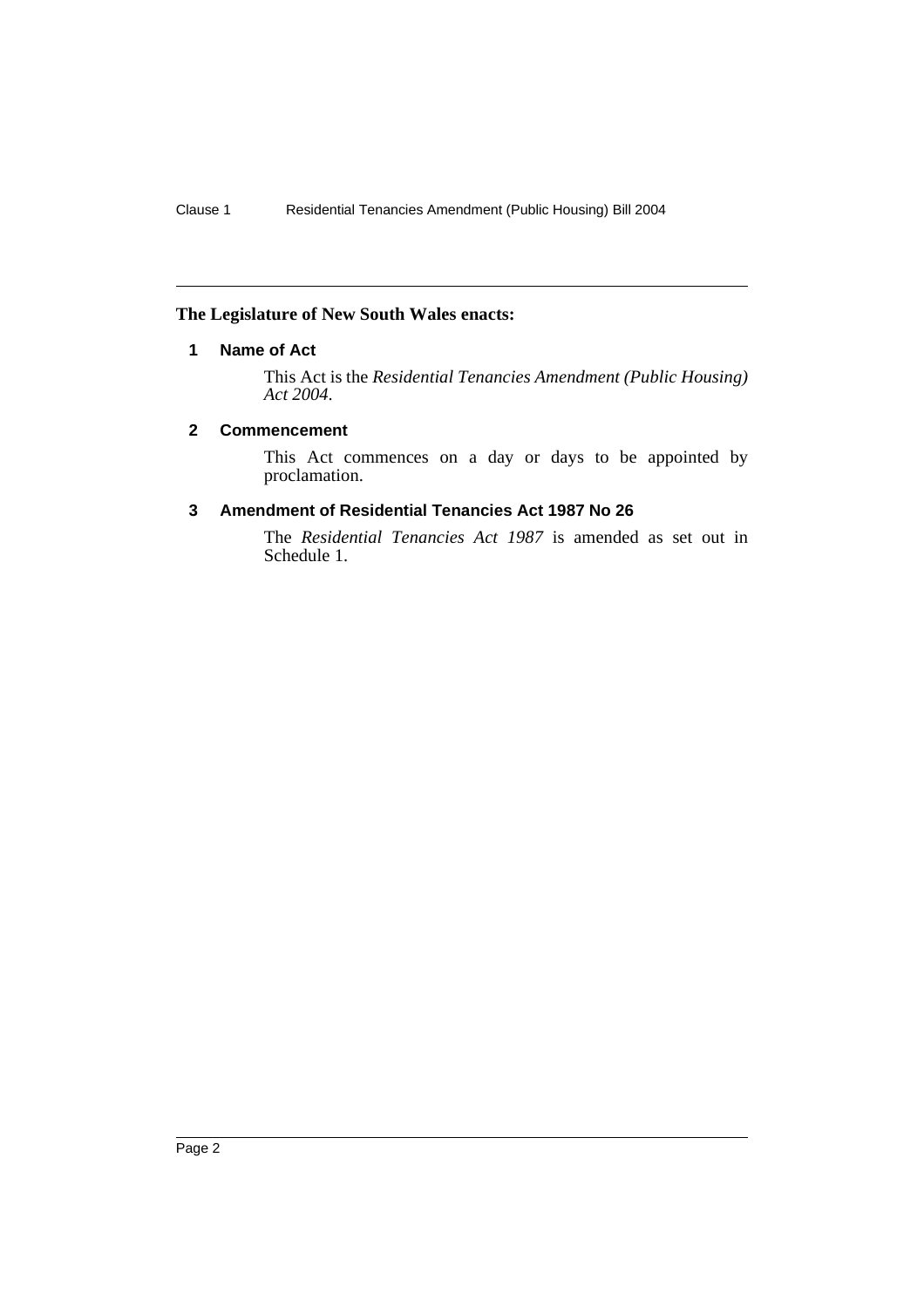**The Legislature of New South Wales enacts:**

## 1 Name of Act

This Act is the *Residential Tenancies Amendment (Public Housing) Act 2004*.

## 2 Commencement

This Act commences on a day or days to be appointed by proclamation.

## 3 Amendment of Residential Tenancies Act 1987 No 26

The *Residential Tenancies Act 1987* is amended as set out in Schedule 1.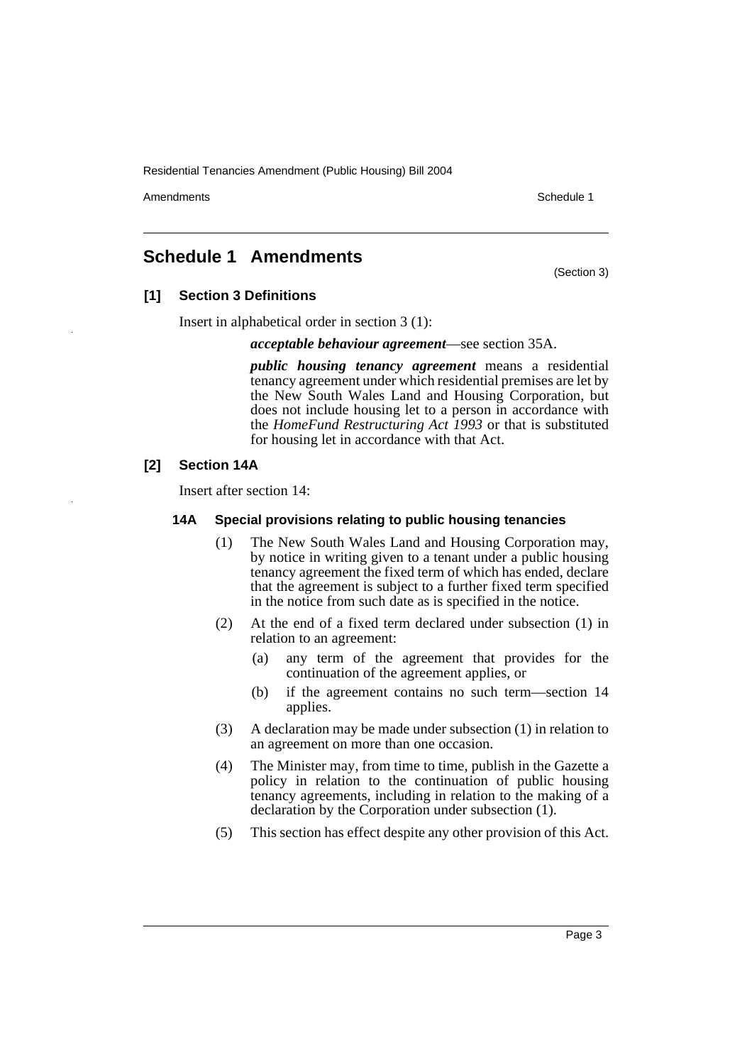## Schedule 1 Amendments

(Section 3)

### [1] Section 3 Definitions

Insert in alphabetical order in section 3 (1):

> ***acceptable behaviour agreement***—see section 35A.
>
> ***public housing tenancy agreement*** means a residential tenancy agreement under which residential premises are let by the New South Wales Land and Housing Corporation, but does not include housing let to a person in accordance with the *HomeFund Restructuring Act 1993* or that is substituted for housing let in accordance with that Act.

### [2] Section 14A

Insert after section 14:

#### 14A Special provisions relating to public housing tenancies

(1) The New South Wales Land and Housing Corporation may, by notice in writing given to a tenant under a public housing tenancy agreement the fixed term of which has ended, declare that the agreement is subject to a further fixed term specified in the notice from such date as is specified in the notice.

(2) At the end of a fixed term declared under subsection (1) in relation to an agreement:

- (a) any term of the agreement that provides for the continuation of the agreement applies, or
- (b) if the agreement contains no such term—section 14 applies.

(3) A declaration may be made under subsection (1) in relation to an agreement on more than one occasion.

(4) The Minister may, from time to time, publish in the Gazette a policy in relation to the continuation of public housing tenancy agreements, including in relation to the making of a declaration by the Corporation under subsection (1).

(5) This section has effect despite any other provision of this Act.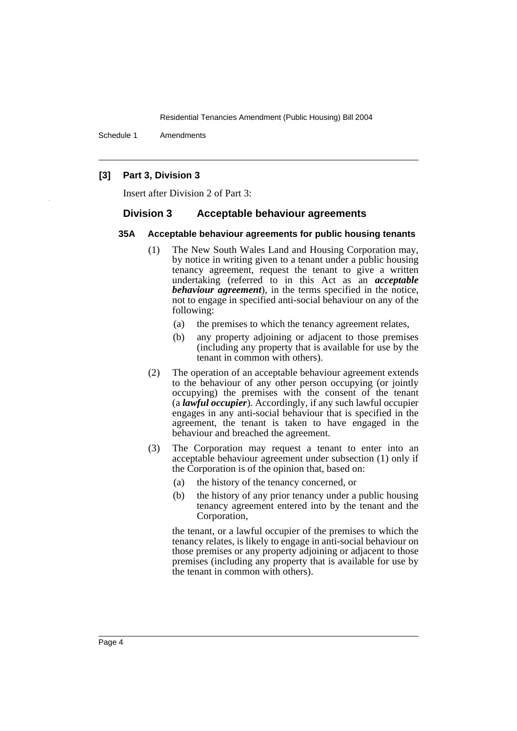**[3] Part 3, Division 3**

Insert after Division 2 of Part 3:

## Division 3 Acceptable behaviour agreements

### 35A Acceptable behaviour agreements for public housing tenants

(1) The New South Wales Land and Housing Corporation may, by notice in writing given to a tenant under a public housing tenancy agreement, request the tenant to give a written undertaking (referred to in this Act as an ***acceptable behaviour agreement***), in the terms specified in the notice, not to engage in specified anti-social behaviour on any of the following:

(a) the premises to which the tenancy agreement relates,

(b) any property adjoining or adjacent to those premises (including any property that is available for use by the tenant in common with others).

(2) The operation of an acceptable behaviour agreement extends to the behaviour of any other person occupying (or jointly occupying) the premises with the consent of the tenant (a ***lawful occupier***). Accordingly, if any such lawful occupier engages in any anti-social behaviour that is specified in the agreement, the tenant is taken to have engaged in the behaviour and breached the agreement.

(3) The Corporation may request a tenant to enter into an acceptable behaviour agreement under subsection (1) only if the Corporation is of the opinion that, based on:

(a) the history of the tenancy concerned, or

(b) the history of any prior tenancy under a public housing tenancy agreement entered into by the tenant and the Corporation,

the tenant, or a lawful occupier of the premises to which the tenancy relates, is likely to engage in anti-social behaviour on those premises or any property adjoining or adjacent to those premises (including any property that is available for use by the tenant in common with others).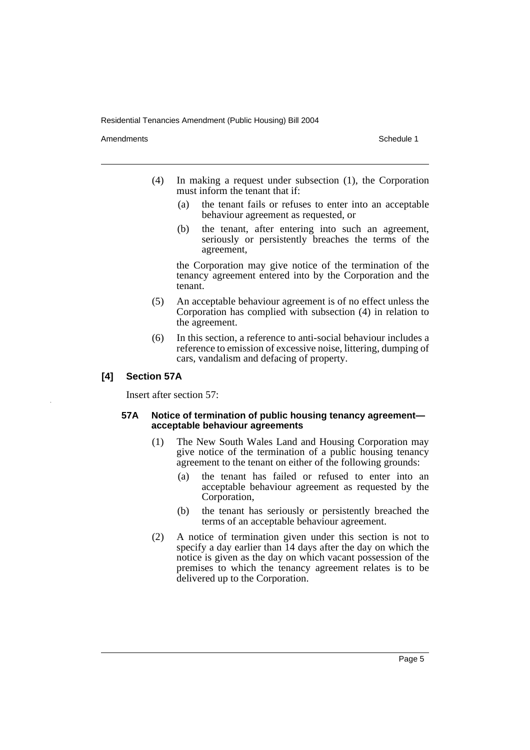(4) In making a request under subsection (1), the Corporation must inform the tenant that if:

(a) the tenant fails or refuses to enter into an acceptable behaviour agreement as requested, or

(b) the tenant, after entering into such an agreement, seriously or persistently breaches the terms of the agreement,

the Corporation may give notice of the termination of the tenancy agreement entered into by the Corporation and the tenant.

(5) An acceptable behaviour agreement is of no effect unless the Corporation has complied with subsection (4) in relation to the agreement.

(6) In this section, a reference to anti-social behaviour includes a reference to emission of excessive noise, littering, dumping of cars, vandalism and defacing of property.

### [4] Section 57A

Insert after section 57:

#### 57A Notice of termination of public housing tenancy agreement—acceptable behaviour agreements

(1) The New South Wales Land and Housing Corporation may give notice of the termination of a public housing tenancy agreement to the tenant on either of the following grounds:

(a) the tenant has failed or refused to enter into an acceptable behaviour agreement as requested by the Corporation,

(b) the tenant has seriously or persistently breached the terms of an acceptable behaviour agreement.

(2) A notice of termination given under this section is not to specify a day earlier than 14 days after the day on which the notice is given as the day on which vacant possession of the premises to which the tenancy agreement relates is to be delivered up to the Corporation.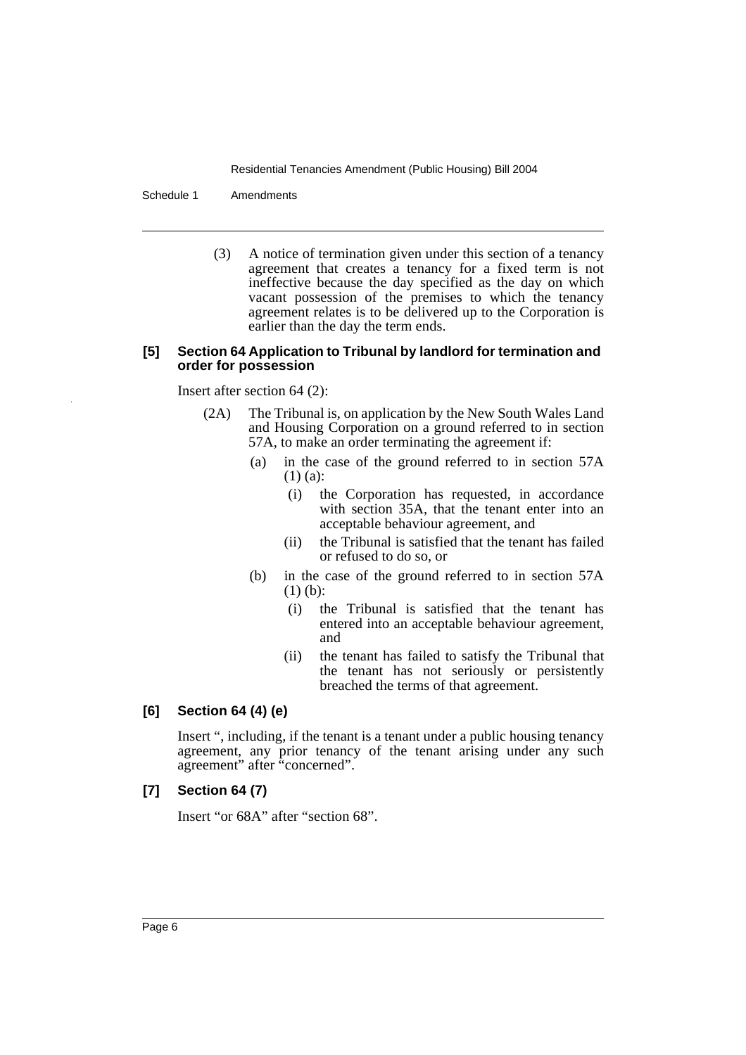(3) A notice of termination given under this section of a tenancy agreement that creates a tenancy for a fixed term is not ineffective because the day specified as the day on which vacant possession of the premises to which the tenancy agreement relates is to be delivered up to the Corporation is earlier than the day the term ends.

**[5] Section 64 Application to Tribunal by landlord for termination and order for possession**

Insert after section 64 (2):

(2A) The Tribunal is, on application by the New South Wales Land and Housing Corporation on a ground referred to in section 57A, to make an order terminating the agreement if:

(a) in the case of the ground referred to in section 57A (1) (a):

(i) the Corporation has requested, in accordance with section 35A, that the tenant enter into an acceptable behaviour agreement, and

(ii) the Tribunal is satisfied that the tenant has failed or refused to do so, or

(b) in the case of the ground referred to in section 57A (1) (b):

(i) the Tribunal is satisfied that the tenant has entered into an acceptable behaviour agreement, and

(ii) the tenant has failed to satisfy the Tribunal that the tenant has not seriously or persistently breached the terms of that agreement.

**[6] Section 64 (4) (e)**

Insert ", including, if the tenant is a tenant under a public housing tenancy agreement, any prior tenancy of the tenant arising under any such agreement" after "concerned".

**[7] Section 64 (7)**

Insert "or 68A" after "section 68".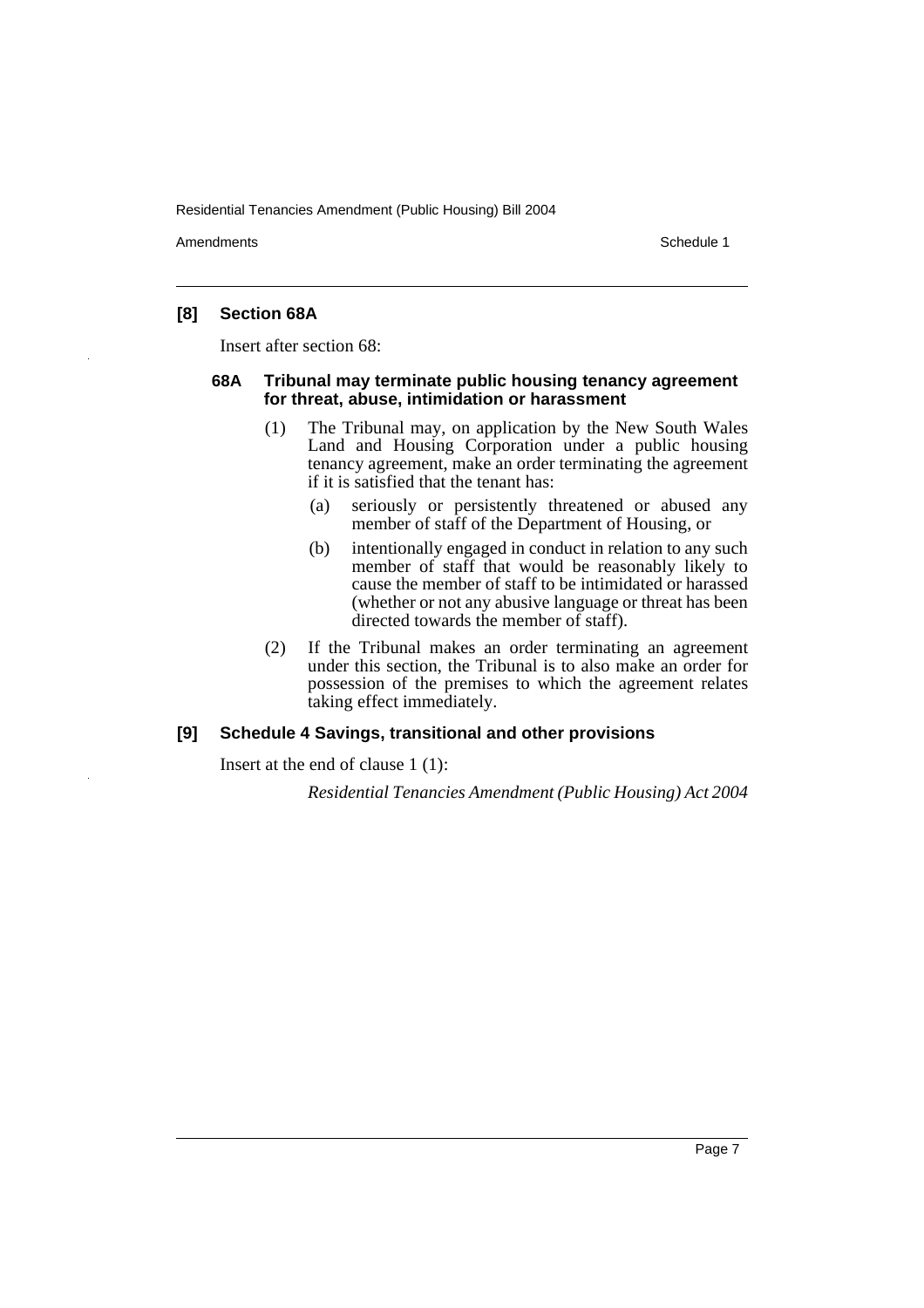### [8] Section 68A

Insert after section 68:

#### 68A Tribunal may terminate public housing tenancy agreement for threat, abuse, intimidation or harassment

(1) The Tribunal may, on application by the New South Wales Land and Housing Corporation under a public housing tenancy agreement, make an order terminating the agreement if it is satisfied that the tenant has:

- (a) seriously or persistently threatened or abused any member of staff of the Department of Housing, or
- (b) intentionally engaged in conduct in relation to any such member of staff that would be reasonably likely to cause the member of staff to be intimidated or harassed (whether or not any abusive language or threat has been directed towards the member of staff).

(2) If the Tribunal makes an order terminating an agreement under this section, the Tribunal is to also make an order for possession of the premises to which the agreement relates taking effect immediately.

### [9] Schedule 4 Savings, transitional and other provisions

Insert at the end of clause 1 (1):

*Residential Tenancies Amendment (Public Housing) Act 2004*